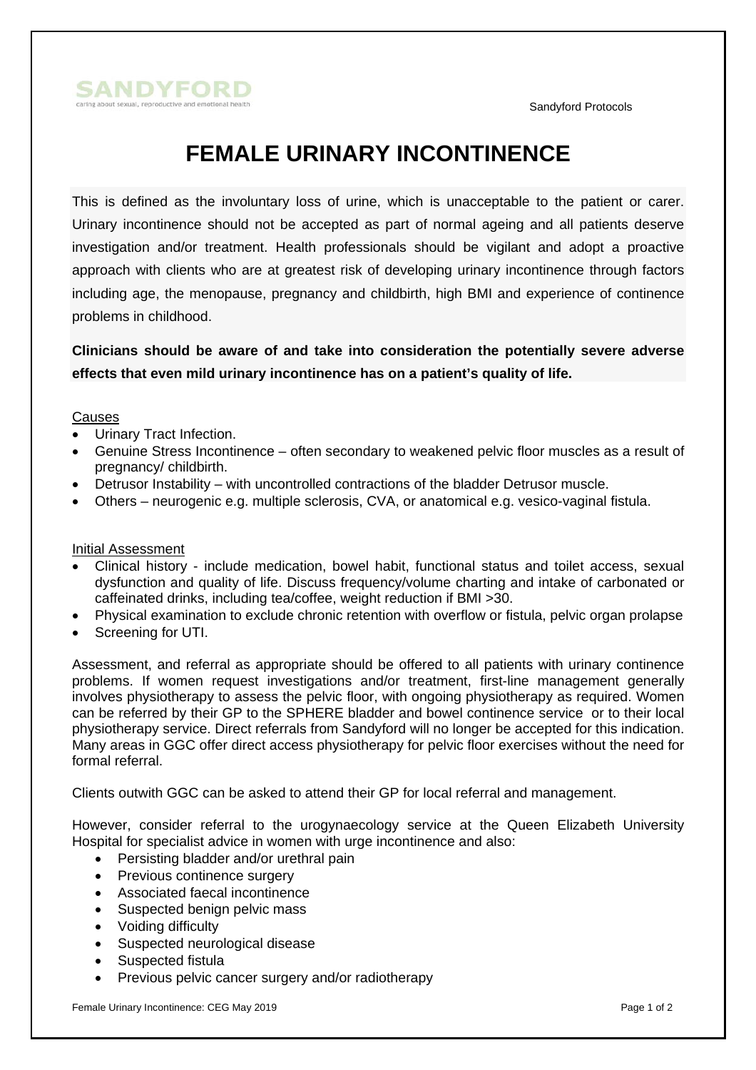# FEMALE URINARY INCONTINENCE

This is defined as the involuntary loss of urine, which is unacceptable to the patient or carer. Urinary incontinence should not be accepted as part of normal ageing and all patients deserve investigation and/or treatment. Health professionals should be vigilant and adopt a proactive approach with clients who are at greatest risk of developing urinary incontinence through factors including age, the menopause, pregnancy and childbirth, high BMI and experience of continence problems in childhood.

**Clinicians should be aware of and take into consideration the potentially severe adverse effects that even mild urinary incontinence has on a patient's quality of life.**

## Causes

- Urinary Tract Infection.
- Genuine Stress Incontinence – often secondary to weakened pelvic floor muscles as a result of pregnancy/ childbirth.
- Detrusor Instability – with uncontrolled contractions of the bladder Detrusor muscle.
- Others – neurogenic e.g. multiple sclerosis, CVA, or anatomical e.g. vesico-vaginal fistula.

## Initial Assessment

- Clinical history - include medication, bowel habit, functional status and toilet access, sexual dysfunction and quality of life. Discuss frequency/volume charting and intake of carbonated or caffeinated drinks, including tea/coffee, weight reduction if BMI >30.
- Physical examination to exclude chronic retention with overflow or fistula, pelvic organ prolapse
- Screening for UTI.

Assessment, and referral as appropriate should be offered to all patients with urinary continence problems. If women request investigations and/or treatment, first-line management generally involves physiotherapy to assess the pelvic floor, with ongoing physiotherapy as required. Women can be referred by their GP to the SPHERE bladder and bowel continence service or to their local physiotherapy service. Direct referrals from Sandyford will no longer be accepted for this indication. Many areas in GGC offer direct access physiotherapy for pelvic floor exercises without the need for formal referral.

Clients outwith GGC can be asked to attend their GP for local referral and management.

However, consider referral to the urogynaecology service at the Queen Elizabeth University Hospital for specialist advice in women with urge incontinence and also:

- Persisting bladder and/or urethral pain
- Previous continence surgery
- Associated faecal incontinence
- Suspected benign pelvic mass
- Voiding difficulty
- Suspected neurological disease
- Suspected fistula
- Previous pelvic cancer surgery and/or radiotherapy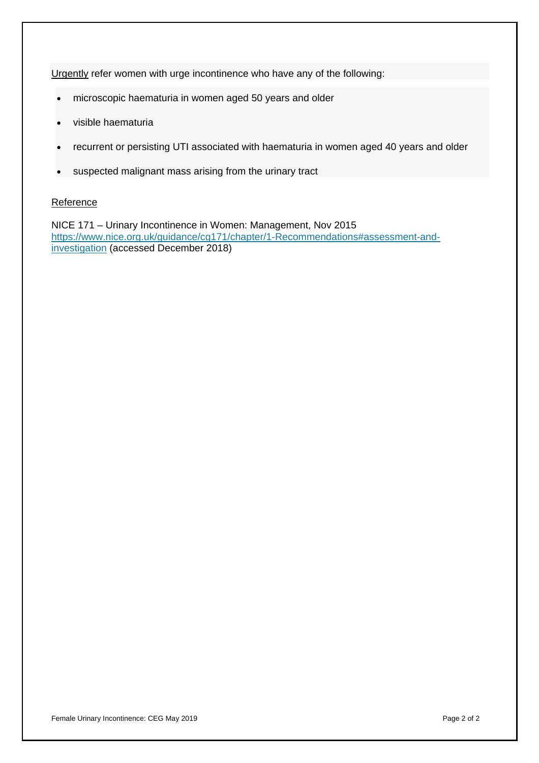Urgently refer women with urge incontinence who have any of the following:

- microscopic haematuria in women aged 50 years and older
- visible haematuria
- recurrent or persisting UTI associated with haematuria in women aged 40 years and older
- suspected malignant mass arising from the urinary tract

Reference

NICE 171 – Urinary Incontinence in Women: Management, Nov 2015
https://www.nice.org.uk/guidance/cg171/chapter/1-Recommendations#assessment-and-investigation (accessed December 2018)